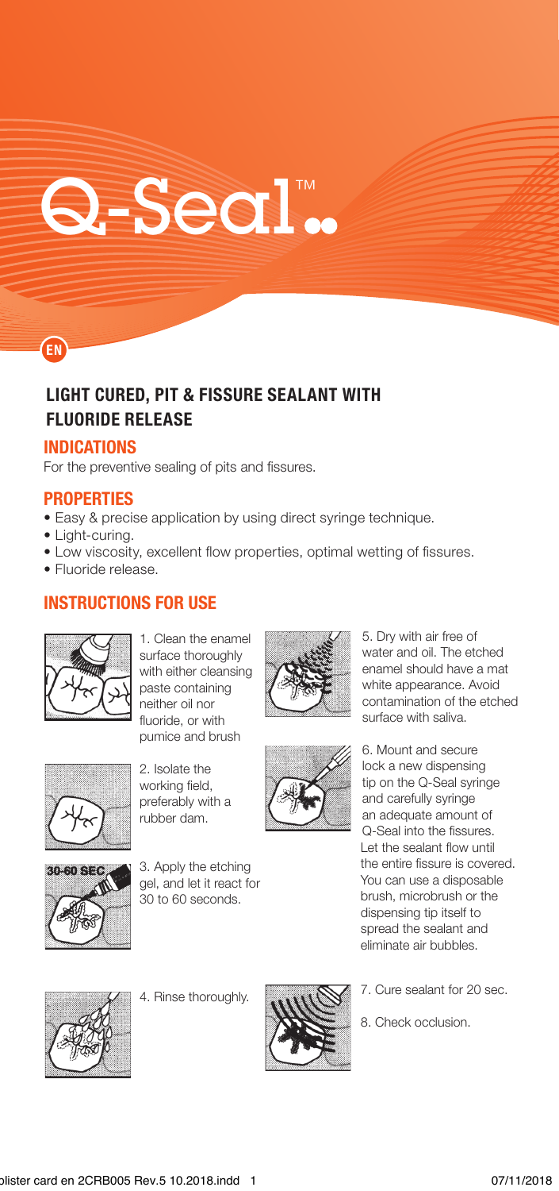# Q-Seal™

EN

## LIGHT CURED, PIT & FISSURE SEALANT WITH FLUORIDE RELEASE

### INDICATIONS

For the preventive sealing of pits and fissures.

### PROPERTIES

- Easy & precise application by using direct syringe technique.
- Light-curing.
- Low viscosity, excellent flow properties, optimal wetting of fissures.
- Fluoride release.

### INSTRUCTIONS FOR USE

1. Clean the enamel surface thoroughly with either cleansing paste containing neither oil nor fluoride, or with pumice and brush

2. Isolate the working field, preferably with a rubber dam.

3. Apply the etching gel, and let it react for 30 to 60 seconds.

4. Rinse thoroughly.

5. Dry with air free of water and oil. The etched enamel should have a mat white appearance. Avoid contamination of the etched surface with saliva.

6. Mount and secure lock a new dispensing tip on the Q-Seal syringe and carefully syringe an adequate amount of Q-Seal into the fissures. Let the sealant flow until the entire fissure is covered. You can use a disposable brush, microbrush or the dispensing tip itself to spread the sealant and eliminate air bubbles.

7. Cure sealant for 20 sec.

8. Check occlusion.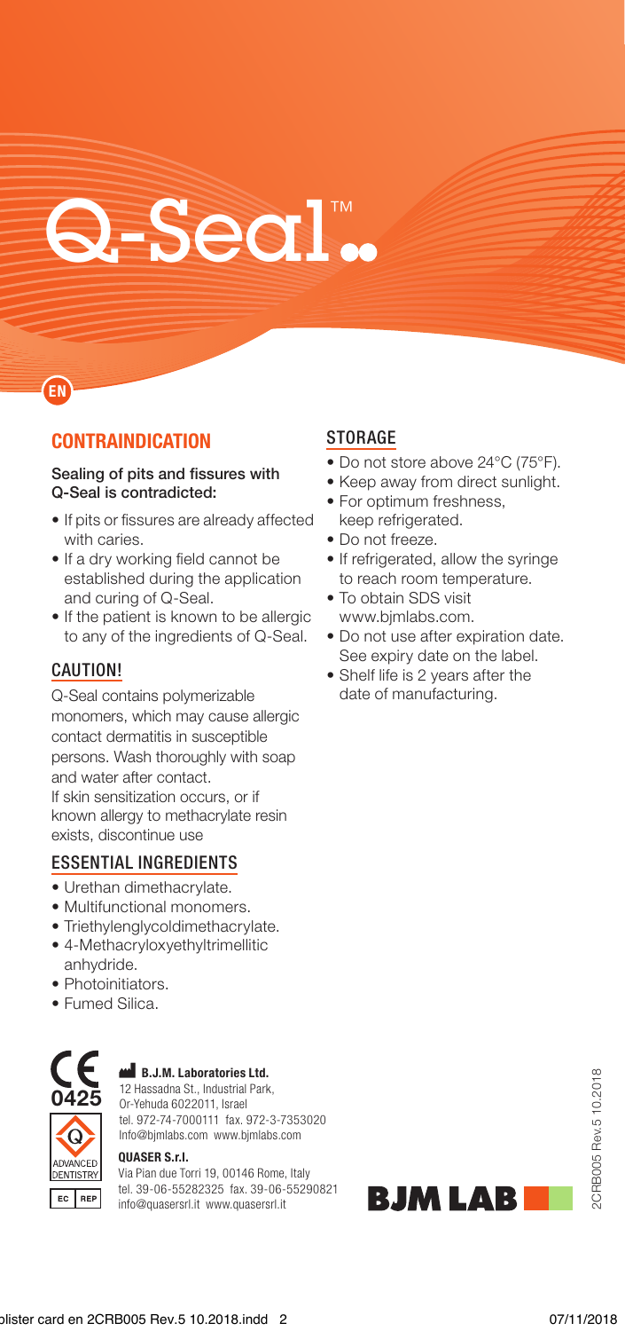# Q-Seal™

EN

## CONTRAINDICATION

**Sealing of pits and fissures with Q-Seal is contradicted:**

- If pits or fissures are already affected with caries.
- If a dry working field cannot be established during the application and curing of Q-Seal.
- If the patient is known to be allergic to any of the ingredients of Q-Seal.

## CAUTION!

Q-Seal contains polymerizable monomers, which may cause allergic contact dermatitis in susceptible persons. Wash thoroughly with soap and water after contact.
If skin sensitization occurs, or if known allergy to methacrylate resin exists, discontinue use

## ESSENTIAL INGREDIENTS

- Urethan dimethacrylate.
- Multifunctional monomers.
- Triethylenglycoldimethacrylate.
- 4-Methacryloxyethyltrimellitic anhydride.
- Photoinitiators.
- Fumed Silica.

## STORAGE

- Do not store above 24°C (75°F).
- Keep away from direct sunlight.
- For optimum freshness, keep refrigerated.
- Do not freeze.
- If refrigerated, allow the syringe to reach room temperature.
- To obtain SDS visit www.bjmlabs.com.
- Do not use after expiration date. See expiry date on the label.
- Shelf life is 2 years after the date of manufacturing.

CE 0425

ADVANCED DENTISTRY

EC REP

**B.J.M. Laboratories Ltd.**
12 Hassadna St., Industrial Park,
Or-Yehuda 6022011, Israel
tel. 972-74-7000111 fax. 972-3-7353020
Info@bjmlabs.com www.bjmlabs.com

**QUASER S.r.l.**
Via Pian due Torri 19, 00146 Rome, Italy
tel. 39-06-55282325 fax. 39-06-55290821
info@quasersrl.it www.quasersrl.it

BJM LAB

2CRB005 Rev.5 10.2018